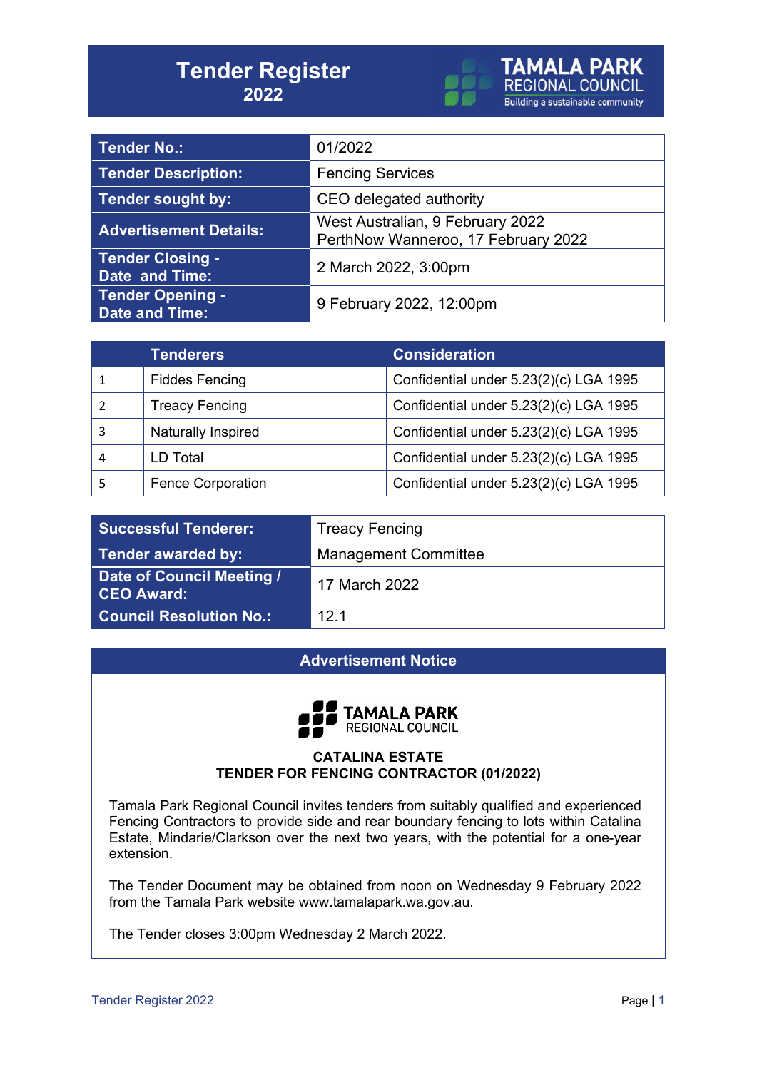# Tender Register
## 2022

TAMALA PARK REGIONAL COUNCIL
Building a sustainable community

| Tender No.: | 01/2022 |
|---|---|
| Tender Description: | Fencing Services |
| Tender sought by: | CEO delegated authority |
| Advertisement Details: | West Australian, 9 February 2022<br>PerthNow Wanneroo, 17 February 2022 |
| Tender Closing - Date and Time: | 2 March 2022, 3:00pm |
| Tender Opening - Date and Time: | 9 February 2022, 12:00pm |

| | Tenderers | Consideration |
|---|---|---|
| 1 | Fiddes Fencing | Confidential under 5.23(2)(c) LGA 1995 |
| 2 | Treacy Fencing | Confidential under 5.23(2)(c) LGA 1995 |
| 3 | Naturally Inspired | Confidential under 5.23(2)(c) LGA 1995 |
| 4 | LD Total | Confidential under 5.23(2)(c) LGA 1995 |
| 5 | Fence Corporation | Confidential under 5.23(2)(c) LGA 1995 |

| Successful Tenderer: | Treacy Fencing |
|---|---|
| Tender awarded by: | Management Committee |
| Date of Council Meeting / CEO Award: | 17 March 2022 |
| Council Resolution No.: | 12.1 |

## Advertisement Notice

TAMALA PARK REGIONAL COUNCIL

**CATALINA ESTATE**
**TENDER FOR FENCING CONTRACTOR (01/2022)**

Tamala Park Regional Council invites tenders from suitably qualified and experienced Fencing Contractors to provide side and rear boundary fencing to lots within Catalina Estate, Mindarie/Clarkson over the next two years, with the potential for a one-year extension.

The Tender Document may be obtained from noon on Wednesday 9 February 2022 from the Tamala Park website www.tamalapark.wa.gov.au.

The Tender closes 3:00pm Wednesday 2 March 2022.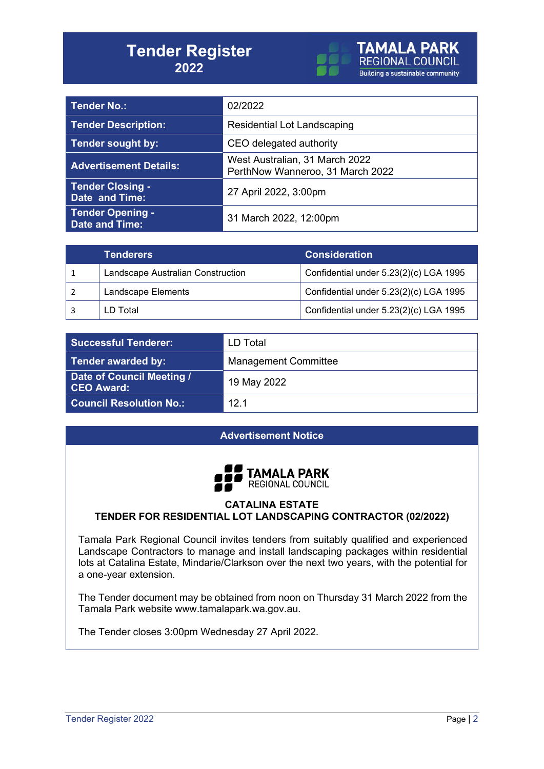# Tender Register 2022

TAMALA PARK REGIONAL COUNCIL
Building a sustainable community

| | |
|---|---|
| **Tender No.:** | 02/2022 |
| **Tender Description:** | Residential Lot Landscaping |
| **Tender sought by:** | CEO delegated authority |
| **Advertisement Details:** | West Australian, 31 March 2022<br>PerthNow Wanneroo, 31 March 2022 |
| **Tender Closing - Date and Time:** | 27 April 2022, 3:00pm |
| **Tender Opening - Date and Time:** | 31 March 2022, 12:00pm |

| | Tenderers | Consideration |
|---|---|---|
| 1 | Landscape Australian Construction | Confidential under 5.23(2)(c) LGA 1995 |
| 2 | Landscape Elements | Confidential under 5.23(2)(c) LGA 1995 |
| 3 | LD Total | Confidential under 5.23(2)(c) LGA 1995 |

| | |
|---|---|
| **Successful Tenderer:** | LD Total |
| **Tender awarded by:** | Management Committee |
| **Date of Council Meeting / CEO Award:** | 19 May 2022 |
| **Council Resolution No.:** | 12.1 |

## Advertisement Notice

TAMALA PARK REGIONAL COUNCIL

**CATALINA ESTATE**
**TENDER FOR RESIDENTIAL LOT LANDSCAPING CONTRACTOR (02/2022)**

Tamala Park Regional Council invites tenders from suitably qualified and experienced Landscape Contractors to manage and install landscaping packages within residential lots at Catalina Estate, Mindarie/Clarkson over the next two years, with the potential for a one-year extension.

The Tender document may be obtained from noon on Thursday 31 March 2022 from the Tamala Park website www.tamalapark.wa.gov.au.

The Tender closes 3:00pm Wednesday 27 April 2022.